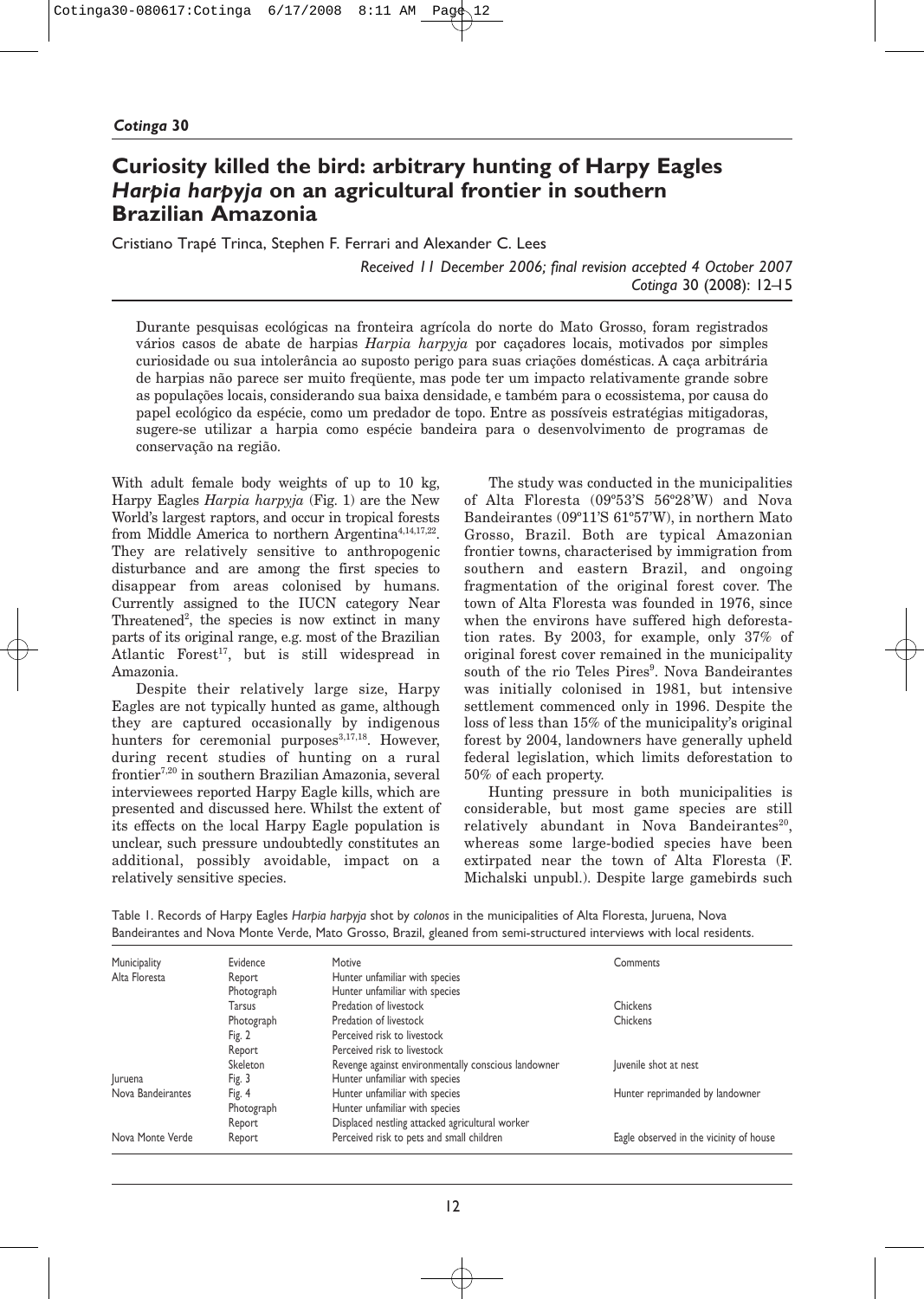# Curiosity killed the bird: arbitrary hunting of Harpy Eagles *Harpia harpyja* on an agricultural frontier in southern Brazilian Amazonia

Cristiano Trapé Trinca, Stephen F. Ferrari and Alexander C. Lees

*Received 11 December 2006; final revision accepted 4 October 2007*

Durante pesquisas ecológicas na fronteira agrícola do norte do Mato Grosso, foram registrados vários casos de abate de harpias *Harpia harpyja* por caçadores locais, motivados por simples curiosidade ou sua intolerância ao suposto perigo para suas criações domésticas. A caça arbitrária de harpias não parece ser muito freqüente, mas pode ter um impacto relativamente grande sobre as populações locais, considerando sua baixa densidade, e também para o ecossistema, por causa do papel ecológico da espécie, como um predador de topo. Entre as possíveis estratégias mitigadoras, sugere-se utilizar a harpia como espécie bandeira para o desenvolvimento de programas de conservação na região.

With adult female body weights of up to 10 kg, Harpy Eagles *Harpia harpyja* (Fig. 1) are the New World's largest raptors, and occur in tropical forests from Middle America to northern Argentina[4,14,17,22]. They are relatively sensitive to anthropogenic disturbance and are among the first species to disappear from areas colonised by humans. Currently assigned to the IUCN category Near Threatened[2], the species is now extinct in many parts of its original range, e.g. most of the Brazilian Atlantic Forest[17], but is still widespread in Amazonia.

Despite their relatively large size, Harpy Eagles are not typically hunted as game, although they are captured occasionally by indigenous hunters for ceremonial purposes[3,17,18]. However, during recent studies of hunting on a rural frontier[7,20] in southern Brazilian Amazonia, several interviewees reported Harpy Eagle kills, which are presented and discussed here. Whilst the extent of its effects on the local Harpy Eagle population is unclear, such pressure undoubtedly constitutes an additional, possibly avoidable, impact on a relatively sensitive species.

The study was conducted in the municipalities of Alta Floresta (09º53'S 56º28'W) and Nova Bandeirantes (09º11'S 61º57'W), in northern Mato Grosso, Brazil. Both are typical Amazonian frontier towns, characterised by immigration from southern and eastern Brazil, and ongoing fragmentation of the original forest cover. The town of Alta Floresta was founded in 1976, since when the environs have suffered high deforestation rates. By 2003, for example, only 37% of original forest cover remained in the municipality south of the rio Teles Pires[9]. Nova Bandeirantes was initially colonised in 1981, but intensive settlement commenced only in 1996. Despite the loss of less than 15% of the municipality's original forest by 2004, landowners have generally upheld federal legislation, which limits deforestation to 50% of each property.

Hunting pressure in both municipalities is considerable, but most game species are still relatively abundant in Nova Bandeirantes[20], whereas some large-bodied species have been extirpated near the town of Alta Floresta (F. Michalski unpubl.). Despite large gamebirds such

Table 1. Records of Harpy Eagles *Harpia harpyja* shot by *colonos* in the municipalities of Alta Floresta, Juruena, Nova Bandeirantes and Nova Monte Verde, Mato Grosso, Brazil, gleaned from semi-structured interviews with local residents.

| Municipality | Evidence | Motive | Comments |
|---|---|---|---|
| Alta Floresta | Report | Hunter unfamiliar with species | |
| | Photograph | Hunter unfamiliar with species | |
| | Tarsus | Predation of livestock | Chickens |
| | Photograph | Predation of livestock | Chickens |
| | Fig. 2 | Perceived risk to livestock | |
| | Report | Perceived risk to livestock | |
| | Skeleton | Revenge against environmentally conscious landowner | Juvenile shot at nest |
| Juruena | Fig. 3 | Hunter unfamiliar with species | |
| Nova Bandeirantes | Fig. 4 | Hunter unfamiliar with species | Hunter reprimanded by landowner |
| | Photograph | Hunter unfamiliar with species | |
| | Report | Displaced nestling attacked agricultural worker | |
| Nova Monte Verde | Report | Perceived risk to pets and small children | Eagle observed in the vicinity of house |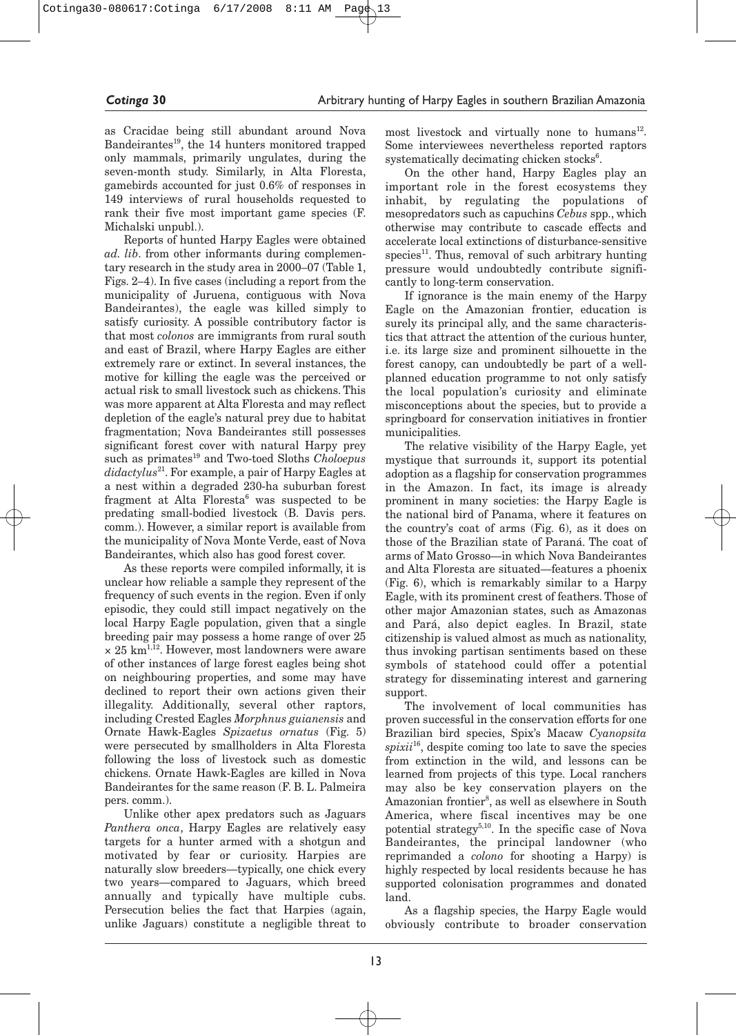as Cracidae being still abundant around Nova Bandeirantes[19], the 14 hunters monitored trapped only mammals, primarily ungulates, during the seven-month study. Similarly, in Alta Floresta, gamebirds accounted for just 0.6% of responses in 149 interviews of rural households requested to rank their five most important game species (F. Michalski unpubl.).

Reports of hunted Harpy Eagles were obtained *ad. lib*. from other informants during complementary research in the study area in 2000–07 (Table 1, Figs. 2–4). In five cases (including a report from the municipality of Juruena, contiguous with Nova Bandeirantes), the eagle was killed simply to satisfy curiosity. A possible contributory factor is that most *colonos* are immigrants from rural south and east of Brazil, where Harpy Eagles are either extremely rare or extinct. In several instances, the motive for killing the eagle was the perceived or actual risk to small livestock such as chickens. This was more apparent at Alta Floresta and may reflect depletion of the eagle's natural prey due to habitat fragmentation; Nova Bandeirantes still possesses significant forest cover with natural Harpy prey such as primates[19] and Two-toed Sloths *Choloepus didactylus*[21]. For example, a pair of Harpy Eagles at a nest within a degraded 230-ha suburban forest fragment at Alta Floresta[6] was suspected to be predating small-bodied livestock (B. Davis pers. comm.). However, a similar report is available from the municipality of Nova Monte Verde, east of Nova Bandeirantes, which also has good forest cover.

As these reports were compiled informally, it is unclear how reliable a sample they represent of the frequency of such events in the region. Even if only episodic, they could still impact negatively on the local Harpy Eagle population, given that a single breeding pair may possess a home range of over 25 $\times$ 25 km[1,12]. However, most landowners were aware of other instances of large forest eagles being shot on neighbouring properties, and some may have declined to report their own actions given their illegality. Additionally, several other raptors, including Crested Eagles *Morphnus guianensis* and Ornate Hawk-Eagles *Spizaetus ornatus* (Fig. 5) were persecuted by smallholders in Alta Floresta following the loss of livestock such as domestic chickens. Ornate Hawk-Eagles are killed in Nova Bandeirantes for the same reason (F. B. L. Palmeira pers. comm.).

Unlike other apex predators such as Jaguars *Panthera onca*, Harpy Eagles are relatively easy targets for a hunter armed with a shotgun and motivated by fear or curiosity. Harpies are naturally slow breeders—typically, one chick every two years—compared to Jaguars, which breed annually and typically have multiple cubs. Persecution belies the fact that Harpies (again, unlike Jaguars) constitute a negligible threat to most livestock and virtually none to humans[12]. Some interviewees nevertheless reported raptors systematically decimating chicken stocks[6].

On the other hand, Harpy Eagles play an important role in the forest ecosystems they inhabit, by regulating the populations of mesopredators such as capuchins *Cebus* spp., which otherwise may contribute to cascade effects and accelerate local extinctions of disturbance-sensitive species[11]. Thus, removal of such arbitrary hunting pressure would undoubtedly contribute significantly to long-term conservation.

If ignorance is the main enemy of the Harpy Eagle on the Amazonian frontier, education is surely its principal ally, and the same characteristics that attract the attention of the curious hunter, i.e. its large size and prominent silhouette in the forest canopy, can undoubtedly be part of a well-planned education programme to not only satisfy the local population's curiosity and eliminate misconceptions about the species, but to provide a springboard for conservation initiatives in frontier municipalities.

The relative visibility of the Harpy Eagle, yet mystique that surrounds it, support its potential adoption as a flagship for conservation programmes in the Amazon. In fact, its image is already prominent in many societies: the Harpy Eagle is the national bird of Panama, where it features on the country's coat of arms (Fig. 6), as it does on those of the Brazilian state of Paraná. The coat of arms of Mato Grosso—in which Nova Bandeirantes and Alta Floresta are situated—features a phoenix (Fig. 6), which is remarkably similar to a Harpy Eagle, with its prominent crest of feathers. Those of other major Amazonian states, such as Amazonas and Pará, also depict eagles. In Brazil, state citizenship is valued almost as much as nationality, thus invoking partisan sentiments based on these symbols of statehood could offer a potential strategy for disseminating interest and garnering support.

The involvement of local communities has proven successful in the conservation efforts for one Brazilian bird species, Spix's Macaw *Cyanopsitta spixii*[16], despite coming too late to save the species from extinction in the wild, and lessons can be learned from projects of this type. Local ranchers may also be key conservation players on the Amazonian frontier[8], as well as elsewhere in South America, where fiscal incentives may be one potential strategy[5,10]. In the specific case of Nova Bandeirantes, the principal landowner (who reprimanded a *colono* for shooting a Harpy) is highly respected by local residents because he has supported colonisation programmes and donated land.

As a flagship species, the Harpy Eagle would obviously contribute to broader conservation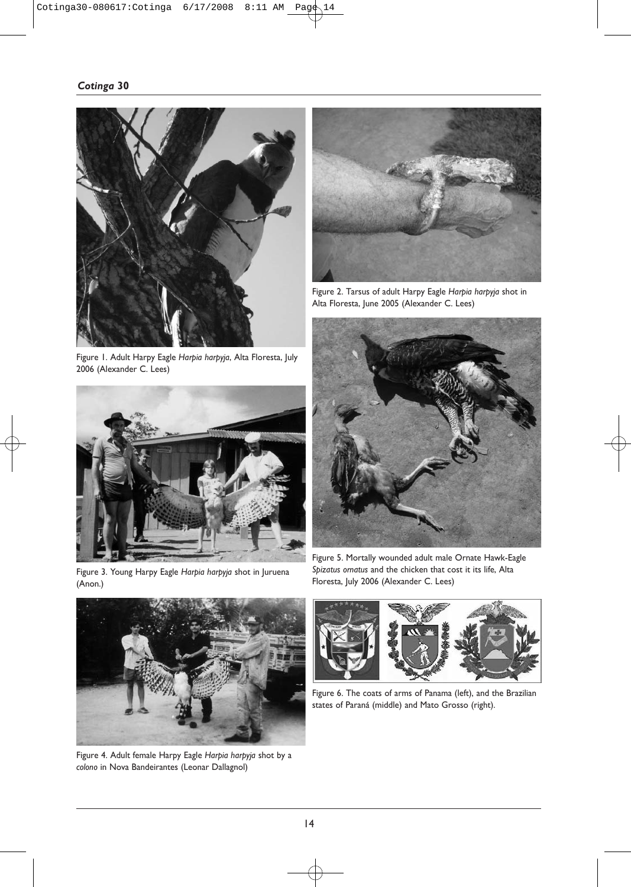Figure 1. Adult Harpy Eagle *Harpia harpyja*, Alta Floresta, July 2006 (Alexander C. Lees)

Figure 2. Tarsus of adult Harpy Eagle *Harpia harpyja* shot in Alta Floresta, June 2005 (Alexander C. Lees)

Figure 3. Young Harpy Eagle *Harpia harpyja* shot in Juruena (Anon.)

Figure 4. Adult female Harpy Eagle *Harpia harpyja* shot by a *colono* in Nova Bandeirantes (Leonar Dallagnol)

Figure 5. Mortally wounded adult male Ornate Hawk-Eagle *Spizatus ornatus* and the chicken that cost it its life, Alta Floresta, July 2006 (Alexander C. Lees)

Figure 6. The coats of arms of Panama (left), and the Brazilian states of Paraná (middle) and Mato Grosso (right).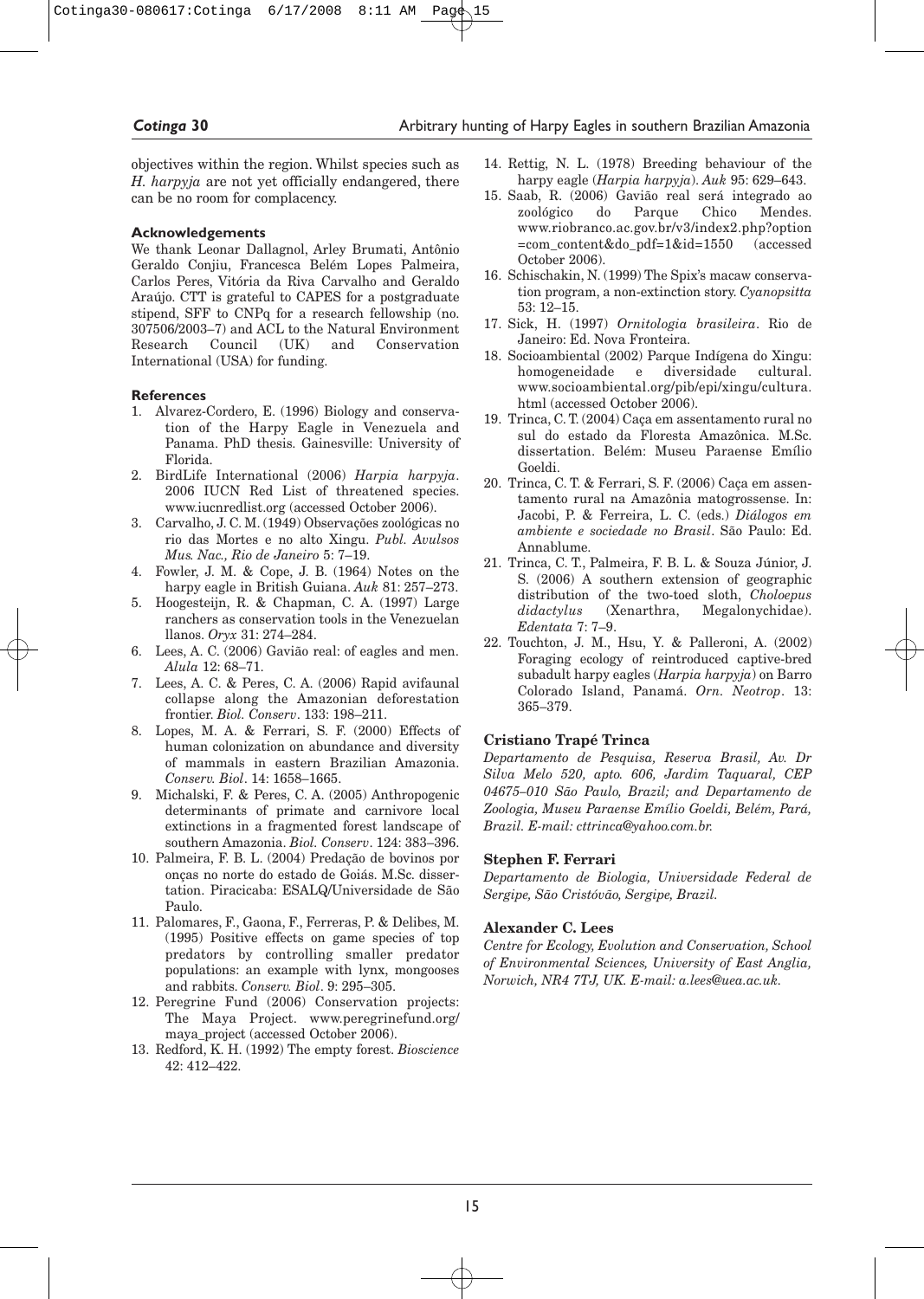objectives within the region. Whilst species such as *H. harpyja* are not yet officially endangered, there can be no room for complacency.

#### Acknowledgements

We thank Leonar Dallagnol, Arley Brumati, Antônio Geraldo Conjiu, Francesca Belém Lopes Palmeira, Carlos Peres, Vitória da Riva Carvalho and Geraldo Araújo. CTT is grateful to CAPES for a postgraduate stipend, SFF to CNPq for a research fellowship (no. 307506/2003–7) and ACL to the Natural Environment Research Council (UK) and Conservation International (USA) for funding.

#### References

1. Alvarez-Cordero, E. (1996) Biology and conservation of the Harpy Eagle in Venezuela and Panama. PhD thesis. Gainesville: University of Florida.
2. BirdLife International (2006) *Harpia harpyja*. 2006 IUCN Red List of threatened species. www.iucnredlist.org (accessed October 2006).
3. Carvalho, J. C. M. (1949) Observações zoológicas no rio das Mortes e no alto Xingu. *Publ. Avulsos Mus. Nac., Rio de Janeiro* 5: 7–19.
4. Fowler, J. M. & Cope, J. B. (1964) Notes on the harpy eagle in British Guiana. *Auk* 81: 257–273.
5. Hoogesteijn, R. & Chapman, C. A. (1997) Large ranchers as conservation tools in the Venezuelan llanos. *Oryx* 31: 274–284.
6. Lees, A. C. (2006) Gavião real: of eagles and men. *Alula* 12: 68–71.
7. Lees, A. C. & Peres, C. A. (2006) Rapid avifaunal collapse along the Amazonian deforestation frontier. *Biol. Conserv*. 133: 198–211.
8. Lopes, M. A. & Ferrari, S. F. (2000) Effects of human colonization on abundance and diversity of mammals in eastern Brazilian Amazonia. *Conserv. Biol*. 14: 1658–1665.
9. Michalski, F. & Peres, C. A. (2005) Anthropogenic determinants of primate and carnivore local extinctions in a fragmented forest landscape of southern Amazonia. *Biol. Conserv*. 124: 383–396.
10. Palmeira, F. B. L. (2004) Predação de bovinos por onças no norte do estado de Goiás. M.Sc. dissertation. Piracicaba: ESALQ/Universidade de São Paulo.
11. Palomares, F., Gaona, F., Ferreras, P. & Delibes, M. (1995) Positive effects on game species of top predators by controlling smaller predator populations: an example with lynx, mongooses and rabbits. *Conserv. Biol*. 9: 295–305.
12. Peregrine Fund (2006) Conservation projects: The Maya Project. www.peregrinefund.org/maya_project (accessed October 2006).
13. Redford, K. H. (1992) The empty forest. *Bioscience* 42: 412–422.
14. Rettig, N. L. (1978) Breeding behaviour of the harpy eagle (*Harpia harpyja*). *Auk* 95: 629–643.
15. Saab, R. (2006) Gavião real será integrado ao zoológico do Parque Chico Mendes. www.riobranco.ac.gov.br/v3/index2.php?option=com_content&do_pdf=1&id=1550 (accessed October 2006).
16. Schischakin, N. (1999) The Spix's macaw conservation program, a non-extinction story. *Cyanopsitta* 53: 12–15.
17. Sick, H. (1997) *Ornitologia brasileira*. Rio de Janeiro: Ed. Nova Fronteira.
18. Socioambiental (2002) Parque Indígena do Xingu: homogeneidade e diversidade cultural. www.socioambiental.org/pib/epi/xingu/cultura.html (accessed October 2006).
19. Trinca, C. T. (2004) Caça em assentamento rural no sul do estado da Floresta Amazônica. M.Sc. dissertation. Belém: Museu Paraense Emílio Goeldi.
20. Trinca, C. T. & Ferrari, S. F. (2006) Caça em assentamento rural na Amazônia matogrossense. In: Jacobi, P. & Ferreira, L. C. (eds.) *Diálogos em ambiente e sociedade no Brasil*. São Paulo: Ed. Annablume.
21. Trinca, C. T., Palmeira, F. B. L. & Souza Júnior, J. S. (2006) A southern extension of geographic distribution of the two-toed sloth, *Choloepus didactylus* (Xenarthra, Megalonychidae). *Edentata* 7: 7–9.
22. Touchton, J. M., Hsu, Y. & Palleroni, A. (2002) Foraging ecology of reintroduced captive-bred subadult harpy eagles (*Harpia harpyja*) on Barro Colorado Island, Panamá. *Orn. Neotrop*. 13: 365–379.

**Cristiano Trapé Trinca**

*Departamento de Pesquisa, Reserva Brasil, Av. Dr Silva Melo 520, apto. 606, Jardim Taquaral, CEP 04675–010 São Paulo, Brazil; and Departamento de Zoologia, Museu Paraense Emílio Goeldi, Belém, Pará, Brazil. E-mail: cttrinca@yahoo.com.br.*

**Stephen F. Ferrari**

*Departamento de Biologia, Universidade Federal de Sergipe, São Cristóvão, Sergipe, Brazil.*

**Alexander C. Lees**

*Centre for Ecology, Evolution and Conservation, School of Environmental Sciences, University of East Anglia, Norwich, NR4 7TJ, UK. E-mail: a.lees@uea.ac.uk.*